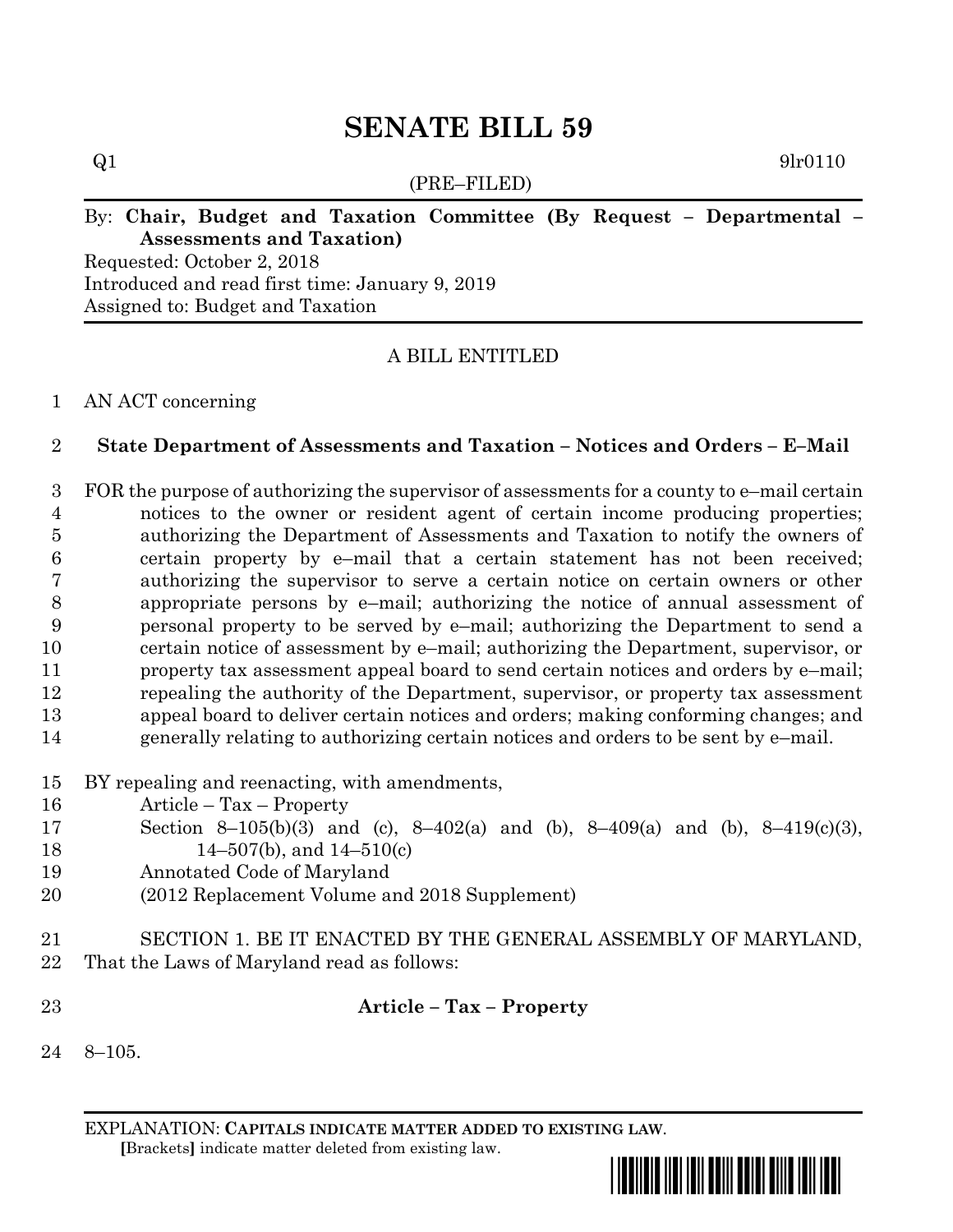# SENATE BILL 59

Q1 9lr0110

(PRE–FILED)

By: **Chair, Budget and Taxation Committee (By Request – Departmental – Assessments and Taxation)**
Requested: October 2, 2018
Introduced and read first time: January 9, 2019
Assigned to: Budget and Taxation

A BILL ENTITLED

AN ACT concerning

**State Department of Assessments and Taxation – Notices and Orders – E–Mail**

FOR the purpose of authorizing the supervisor of assessments for a county to e–mail certain notices to the owner or resident agent of certain income producing properties; authorizing the Department of Assessments and Taxation to notify the owners of certain property by e–mail that a certain statement has not been received; authorizing the supervisor to serve a certain notice on certain owners or other appropriate persons by e–mail; authorizing the notice of annual assessment of personal property to be served by e–mail; authorizing the Department to send a certain notice of assessment by e–mail; authorizing the Department, supervisor, or property tax assessment appeal board to send certain notices and orders by e–mail; repealing the authority of the Department, supervisor, or property tax assessment appeal board to deliver certain notices and orders; making conforming changes; and generally relating to authorizing certain notices and orders to be sent by e–mail.

BY repealing and reenacting, with amendments,
Article – Tax – Property
Section 8–105(b)(3) and (c), 8–402(a) and (b), 8–409(a) and (b), 8–419(c)(3), 14–507(b), and 14–510(c)
Annotated Code of Maryland
(2012 Replacement Volume and 2018 Supplement)

SECTION 1. BE IT ENACTED BY THE GENERAL ASSEMBLY OF MARYLAND, That the Laws of Maryland read as follows:

**Article – Tax – Property**

8–105.

EXPLANATION: **CAPITALS INDICATE MATTER ADDED TO EXISTING LAW**.
**[**Brackets**]** indicate matter deleted from existing law.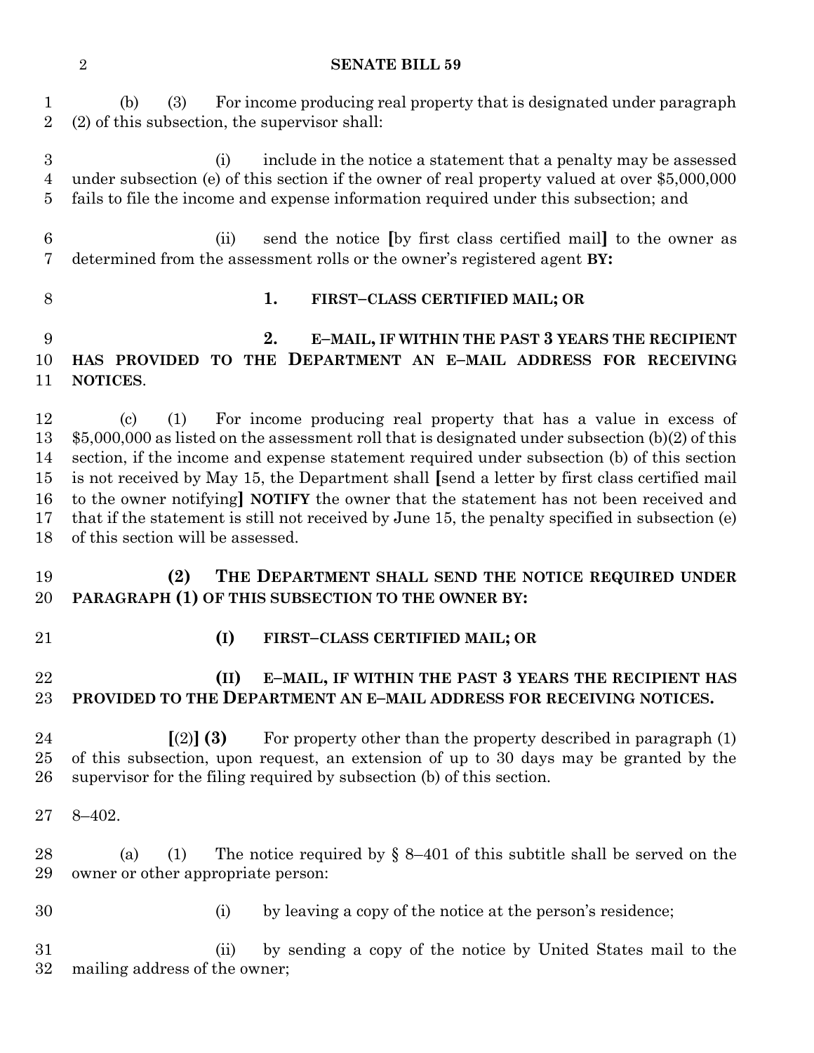(b) (3) For income producing real property that is designated under paragraph (2) of this subsection, the supervisor shall:

(i) include in the notice a statement that a penalty may be assessed under subsection (e) of this section if the owner of real property valued at over $5,000,000 fails to file the income and expense information required under this subsection; and

(ii) send the notice [by first class certified mail] to the owner as determined from the assessment rolls or the owner's registered agent **BY:**

**1. FIRST–CLASS CERTIFIED MAIL; OR**

**2. E–MAIL, IF WITHIN THE PAST 3 YEARS THE RECIPIENT HAS PROVIDED TO THE DEPARTMENT AN E–MAIL ADDRESS FOR RECEIVING NOTICES**.

(c) (1) For income producing real property that has a value in excess of $5,000,000 as listed on the assessment roll that is designated under subsection (b)(2) of this section, if the income and expense statement required under subsection (b) of this section is not received by May 15, the Department shall [send a letter by first class certified mail to the owner notifying] **NOTIFY** the owner that the statement has not been received and that if the statement is still not received by June 15, the penalty specified in subsection (e) of this section will be assessed.

**(2) THE DEPARTMENT SHALL SEND THE NOTICE REQUIRED UNDER PARAGRAPH (1) OF THIS SUBSECTION TO THE OWNER BY:**

**(I) FIRST–CLASS CERTIFIED MAIL; OR**

**(II) E–MAIL, IF WITHIN THE PAST 3 YEARS THE RECIPIENT HAS PROVIDED TO THE DEPARTMENT AN E–MAIL ADDRESS FOR RECEIVING NOTICES.**

[(2)] **(3)** For property other than the property described in paragraph (1) of this subsection, upon request, an extension of up to 30 days may be granted by the supervisor for the filing required by subsection (b) of this section.

8–402.

(a) (1) The notice required by § 8–401 of this subtitle shall be served on the owner or other appropriate person:

(i) by leaving a copy of the notice at the person's residence;

(ii) by sending a copy of the notice by United States mail to the mailing address of the owner;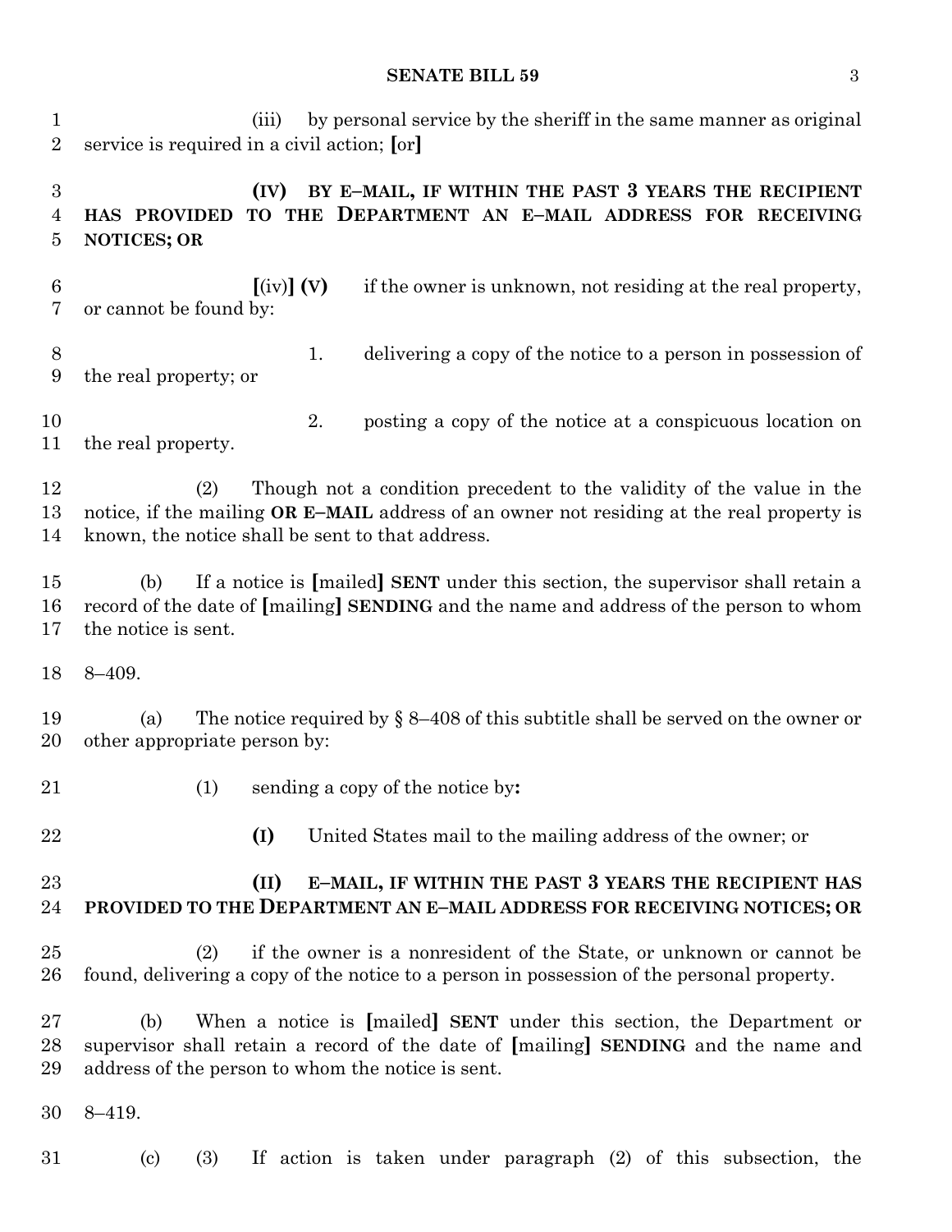(iii) by personal service by the sheriff in the same manner as original service is required in a civil action; [or]

**(IV) BY E–MAIL, IF WITHIN THE PAST 3 YEARS THE RECIPIENT HAS PROVIDED TO THE DEPARTMENT AN E–MAIL ADDRESS FOR RECEIVING NOTICES; OR**

[(iv)] **(V)** if the owner is unknown, not residing at the real property, or cannot be found by:

1. delivering a copy of the notice to a person in possession of the real property; or

2. posting a copy of the notice at a conspicuous location on the real property.

(2) Though not a condition precedent to the validity of the value in the notice, if the mailing **OR E–MAIL** address of an owner not residing at the real property is known, the notice shall be sent to that address.

(b) If a notice is [mailed] **SENT** under this section, the supervisor shall retain a record of the date of [mailing] **SENDING** and the name and address of the person to whom the notice is sent.

8–409.

(a) The notice required by § 8–408 of this subtitle shall be served on the owner or other appropriate person by:

(1) sending a copy of the notice by**:**

**(I)** United States mail to the mailing address of the owner; or

**(II) E–MAIL, IF WITHIN THE PAST 3 YEARS THE RECIPIENT HAS PROVIDED TO THE DEPARTMENT AN E–MAIL ADDRESS FOR RECEIVING NOTICES; OR**

(2) if the owner is a nonresident of the State, or unknown or cannot be found, delivering a copy of the notice to a person in possession of the personal property.

(b) When a notice is [mailed] **SENT** under this section, the Department or supervisor shall retain a record of the date of [mailing] **SENDING** and the name and address of the person to whom the notice is sent.

8–419.

(c) (3) If action is taken under paragraph (2) of this subsection, the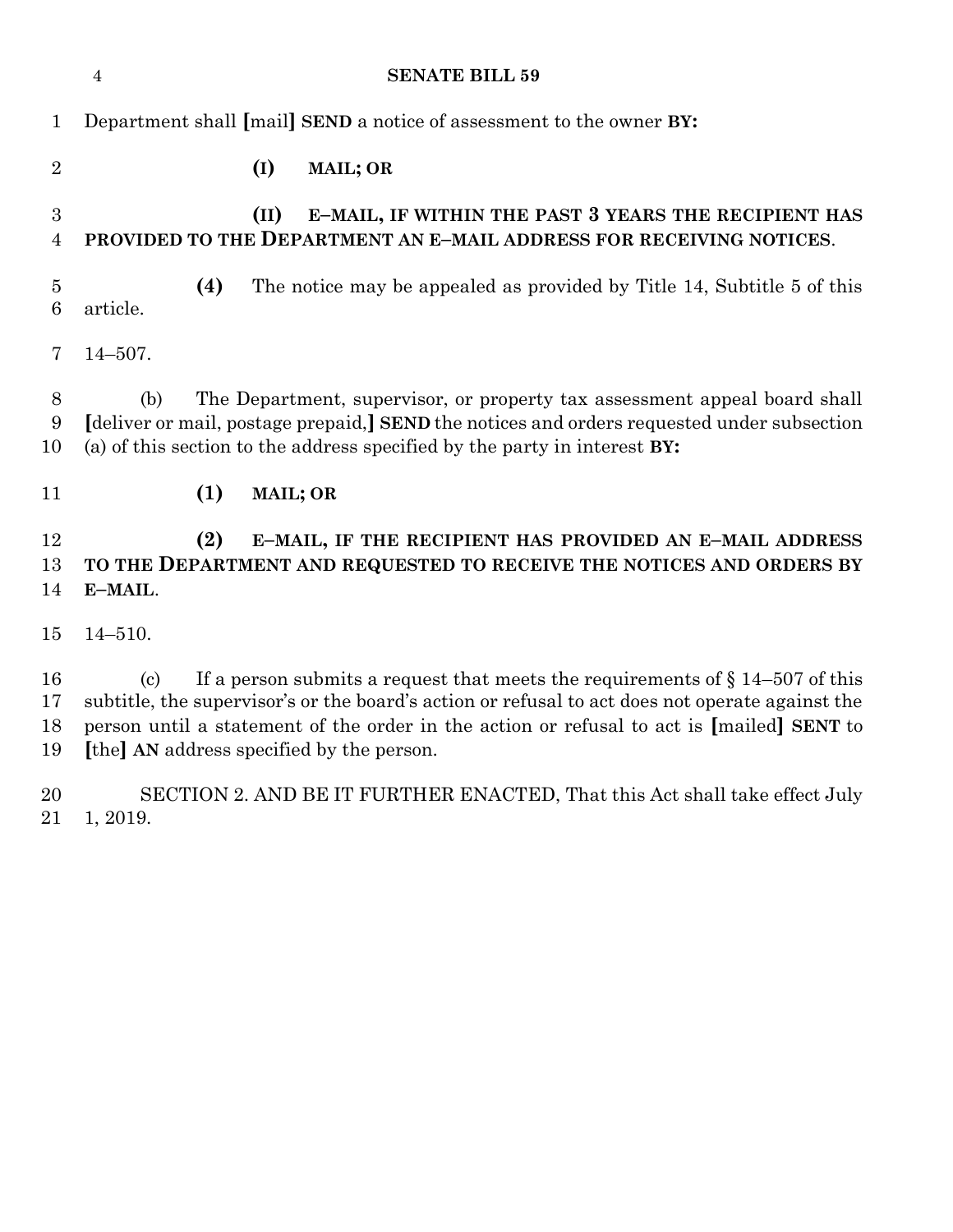Department shall [mail] **SEND** a notice of assessment to the owner **BY:**

**(I) MAIL; OR**

**(II) E–MAIL, IF WITHIN THE PAST 3 YEARS THE RECIPIENT HAS PROVIDED TO THE DEPARTMENT AN E–MAIL ADDRESS FOR RECEIVING NOTICES**.

**(4)** The notice may be appealed as provided by Title 14, Subtitle 5 of this article.

14–507.

(b) The Department, supervisor, or property tax assessment appeal board shall [deliver or mail, postage prepaid,] **SEND** the notices and orders requested under subsection (a) of this section to the address specified by the party in interest **BY:**

**(1) MAIL; OR**

**(2) E–MAIL, IF THE RECIPIENT HAS PROVIDED AN E–MAIL ADDRESS TO THE DEPARTMENT AND REQUESTED TO RECEIVE THE NOTICES AND ORDERS BY E–MAIL**.

14–510.

(c) If a person submits a request that meets the requirements of § 14–507 of this subtitle, the supervisor's or the board's action or refusal to act does not operate against the person until a statement of the order in the action or refusal to act is [mailed] **SENT** to [the] **AN** address specified by the person.

SECTION 2. AND BE IT FURTHER ENACTED, That this Act shall take effect July 1, 2019.